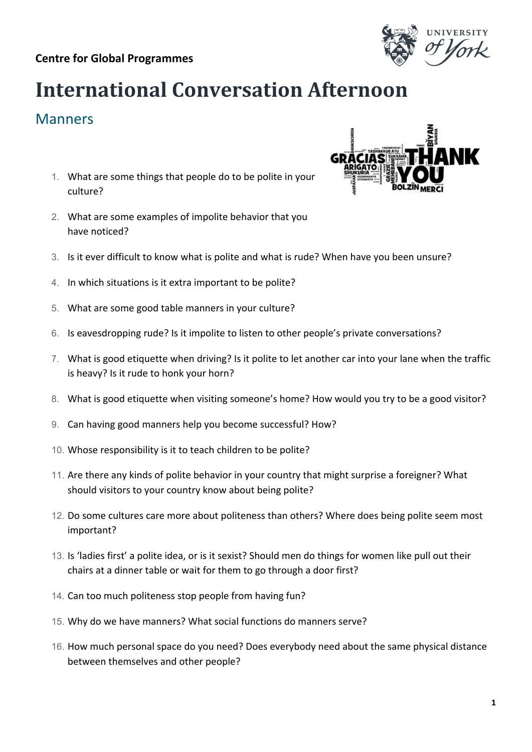**Centre for Global Programmes**

# International Conversation Afternoon

## Manners

1. What are some things that people do to be polite in your culture?
2. What are some examples of impolite behavior that you have noticed?
3. Is it ever difficult to know what is polite and what is rude? When have you been unsure?
4. In which situations is it extra important to be polite?
5. What are some good table manners in your culture?
6. Is eavesdropping rude? Is it impolite to listen to other people's private conversations?
7. What is good etiquette when driving? Is it polite to let another car into your lane when the traffic is heavy? Is it rude to honk your horn?
8. What is good etiquette when visiting someone's home? How would you try to be a good visitor?
9. Can having good manners help you become successful? How?
10. Whose responsibility is it to teach children to be polite?
11. Are there any kinds of polite behavior in your country that might surprise a foreigner? What should visitors to your country know about being polite?
12. Do some cultures care more about politeness than others? Where does being polite seem most important?
13. Is 'ladies first' a polite idea, or is it sexist? Should men do things for women like pull out their chairs at a dinner table or wait for them to go through a door first?
14. Can too much politeness stop people from having fun?
15. Why do we have manners? What social functions do manners serve?
16. How much personal space do you need? Does everybody need about the same physical distance between themselves and other people?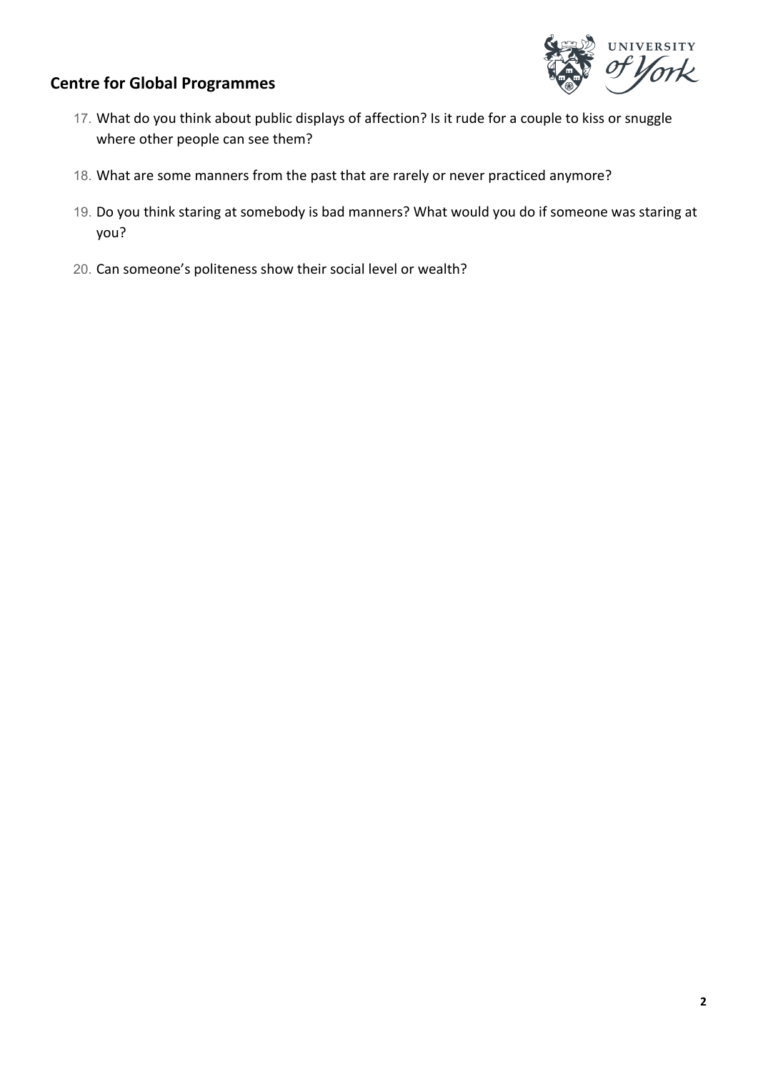17. What do you think about public displays of affection? Is it rude for a couple to kiss or snuggle where other people can see them?

18. What are some manners from the past that are rarely or never practiced anymore?

19. Do you think staring at somebody is bad manners? What would you do if someone was staring at you?

20. Can someone's politeness show their social level or wealth?